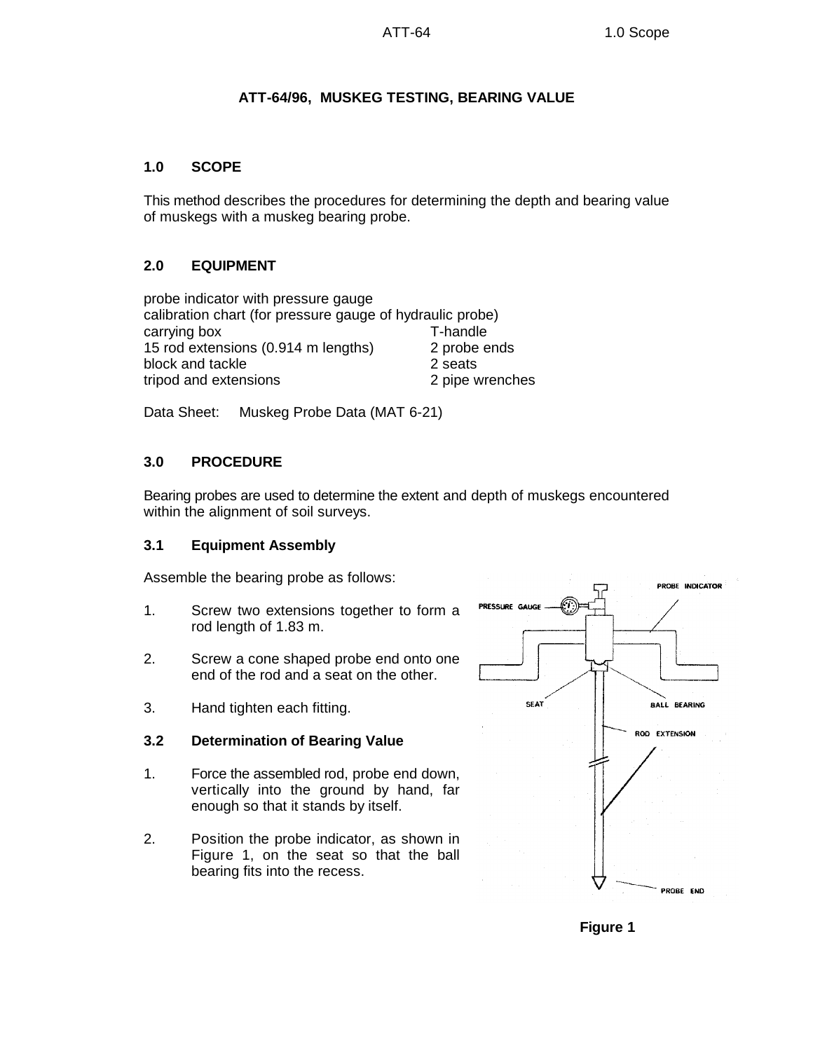# ATT-64/96, MUSKEG TESTING, BEARING VALUE

## 1.0 SCOPE

This method describes the procedures for determining the depth and bearing value of muskegs with a muskeg bearing probe.

## 2.0 EQUIPMENT

probe indicator with pressure gauge
calibration chart (for pressure gauge of hydraulic probe)
carrying box
15 rod extensions (0.914 m lengths)
block and tackle
tripod and extensions
T-handle
2 probe ends
2 seats
2 pipe wrenches

Data Sheet: Muskeg Probe Data (MAT 6-21)

## 3.0 PROCEDURE

Bearing probes are used to determine the extent and depth of muskegs encountered within the alignment of soil surveys.

### 3.1 Equipment Assembly

Assemble the bearing probe as follows:

1. Screw two extensions together to form a rod length of 1.83 m.
2. Screw a cone shaped probe end onto one end of the rod and a seat on the other.
3. Hand tighten each fitting.

### 3.2 Determination of Bearing Value

1. Force the assembled rod, probe end down, vertically into the ground by hand, far enough so that it stands by itself.
2. Position the probe indicator, as shown in Figure 1, on the seat so that the ball bearing fits into the recess.

PROBE INDICATOR, PRESSURE GAUGE, SEAT, BALL BEARING, ROD EXTENSION, PROBE END

**Figure 1**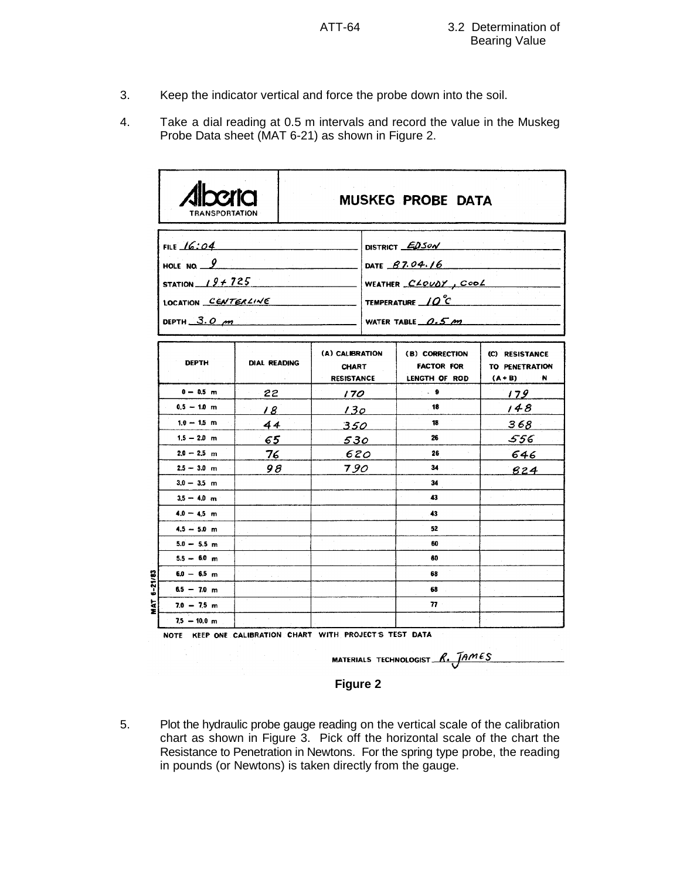3. Keep the indicator vertical and force the probe down into the soil.

4. Take a dial reading at 0.5 m intervals and record the value in the Muskeg Probe Data sheet (MAT 6-21) as shown in Figure 2.

**Alberta TRANSPORTATION**

**MUSKEG PROBE DATA**

| | |
|---|---|
| FILE 16:04 | DISTRICT EDSON |
| HOLE NO. 9 | DATE 87.04.16 |
| STATION 19+725 | WEATHER CLOUDY, COOL |
| LOCATION CENTERLINE | TEMPERATURE 10°C |
| DEPTH 3.0 m | WATER TABLE 0.5 m |

| DEPTH | DIAL READING | (A) CALIBRATION CHART RESISTANCE | (B) CORRECTION FACTOR FOR LENGTH OF ROD | (C) RESISTANCE TO PENETRATION (A + B) N |
|---|---|---|---|---|
| 0 – 0.5 m | 22 | 170 | 9 | 179 |
| 0.5 – 1.0 m | 18 | 130 | 18 | 148 |
| 1.0 – 1.5 m | 44 | 350 | 18 | 368 |
| 1.5 – 2.0 m | 65 | 530 | 26 | 556 |
| 2.0 – 2.5 m | 76 | 620 | 26 | 646 |
| 2.5 – 3.0 m | 98 | 790 | 34 | 824 |
| 3.0 – 3.5 m | | | 34 | |
| 3.5 – 4.0 m | | | 43 | |
| 4.0 – 4.5 m | | | 43 | |
| 4.5 – 5.0 m | | | 52 | |
| 5.0 – 5.5 m | | | 60 | |
| 5.5 – 6.0 m | | | 60 | |
| 6.0 – 6.5 m | | | 68 | |
| 6.5 – 7.0 m | | | 68 | |
| 7.0 – 7.5 m | | | 77 | |
| 7.5 – 10.0 m | | | | |

MAT 6-21/83

NOTE KEEP ONE CALIBRATION CHART WITH PROJECT'S TEST DATA

MATERIALS TECHNOLOGIST R. JAMES

**Figure 2**

5. Plot the hydraulic probe gauge reading on the vertical scale of the calibration chart as shown in Figure 3. Pick off the horizontal scale of the chart the Resistance to Penetration in Newtons. For the spring type probe, the reading in pounds (or Newtons) is taken directly from the gauge.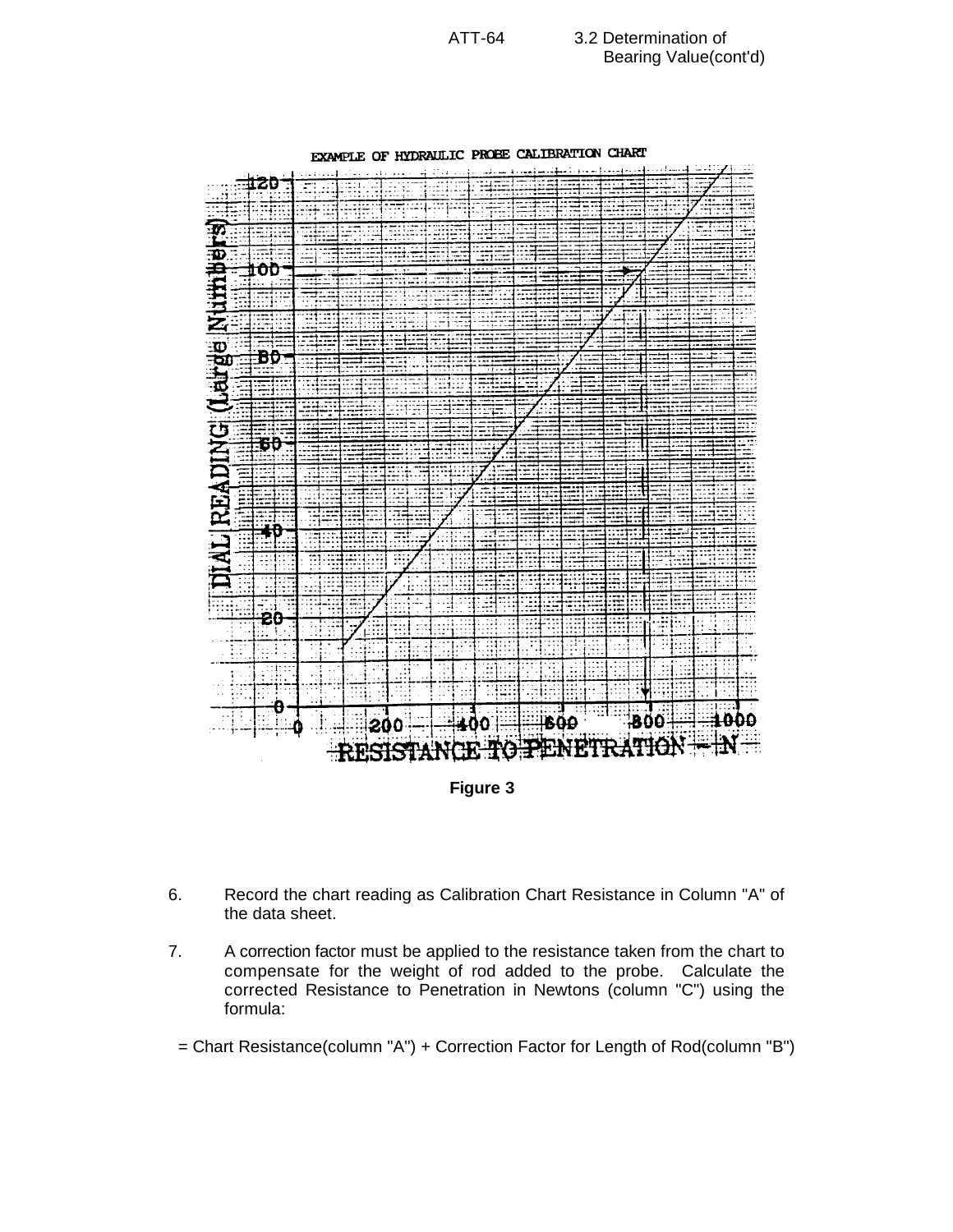EXAMPLE OF HYDRAULIC PROBE CALIBRATION CHART

Figure 3

6. Record the chart reading as Calibration Chart Resistance in Column "A" of the data sheet.

7. A correction factor must be applied to the resistance taken from the chart to compensate for the weight of rod added to the probe. Calculate the corrected Resistance to Penetration in Newtons (column "C") using the formula:

= Chart Resistance(column "A") + Correction Factor for Length of Rod(column "B")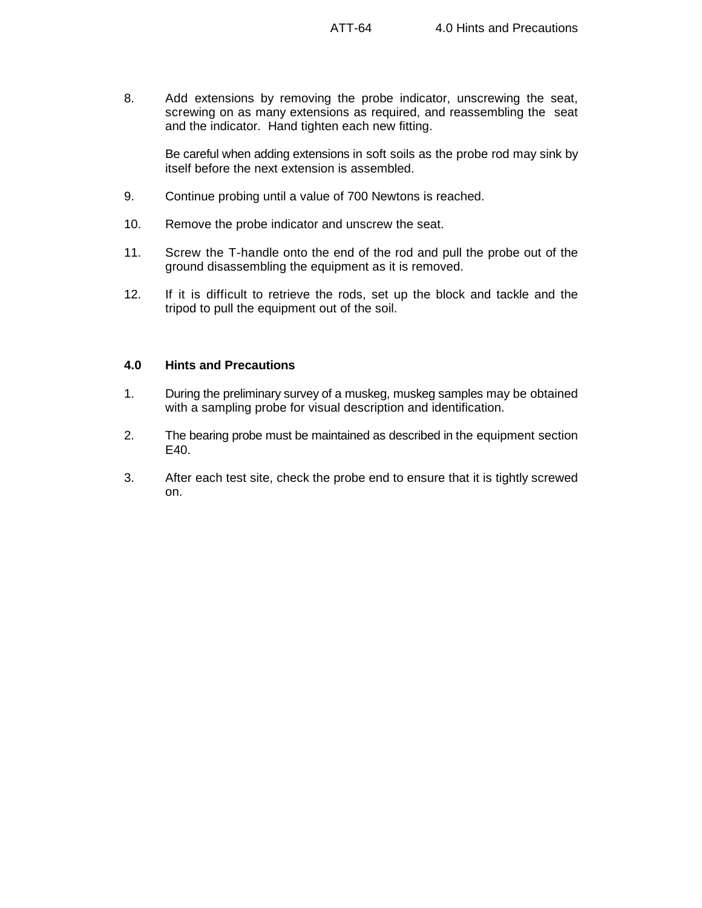8. Add extensions by removing the probe indicator, unscrewing the seat, screwing on as many extensions as required, and reassembling the seat and the indicator. Hand tighten each new fitting.

   Be careful when adding extensions in soft soils as the probe rod may sink by itself before the next extension is assembled.

9. Continue probing until a value of 700 Newtons is reached.

10. Remove the probe indicator and unscrew the seat.

11. Screw the T-handle onto the end of the rod and pull the probe out of the ground disassembling the equipment as it is removed.

12. If it is difficult to retrieve the rods, set up the block and tackle and the tripod to pull the equipment out of the soil.

## 4.0 Hints and Precautions

1. During the preliminary survey of a muskeg, muskeg samples may be obtained with a sampling probe for visual description and identification.

2. The bearing probe must be maintained as described in the equipment section E40.

3. After each test site, check the probe end to ensure that it is tightly screwed on.